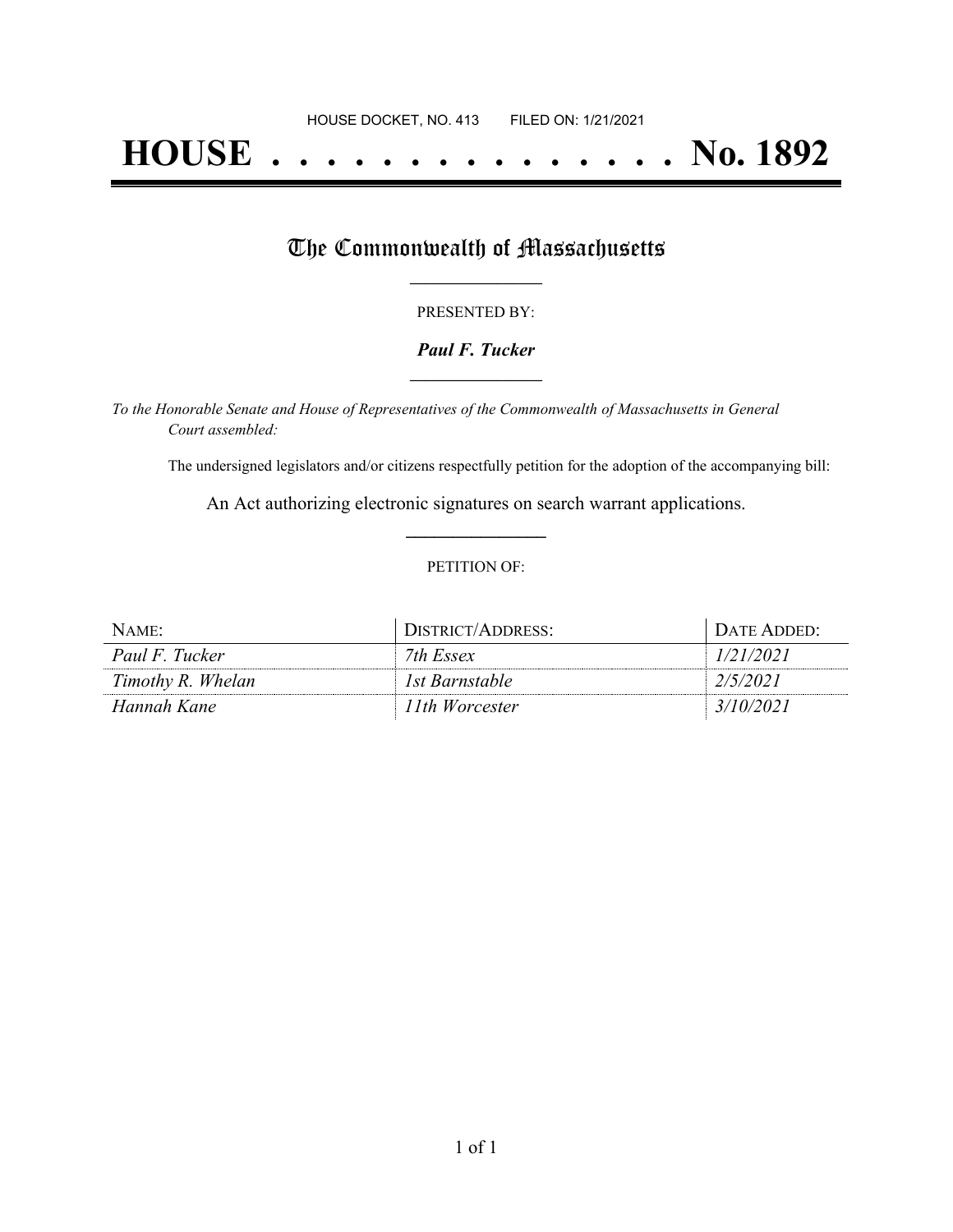HOUSE DOCKET, NO. 413        FILED ON: 1/21/2021

# HOUSE . . . . . . . . . . . . . . . No. 1892

## The Commonwealth of Massachusetts

PRESENTED BY:

***Paul F. Tucker***

*To the Honorable Senate and House of Representatives of the Commonwealth of Massachusetts in General Court assembled:*

The undersigned legislators and/or citizens respectfully petition for the adoption of the accompanying bill:

An Act authorizing electronic signatures on search warrant applications.

PETITION OF:

| NAME: | DISTRICT/ADDRESS: | DATE ADDED: |
|---|---|---|
| *Paul F. Tucker* | *7th Essex* | *1/21/2021* |
| *Timothy R. Whelan* | *1st Barnstable* | *2/5/2021* |
| *Hannah Kane* | *11th Worcester* | *3/10/2021* |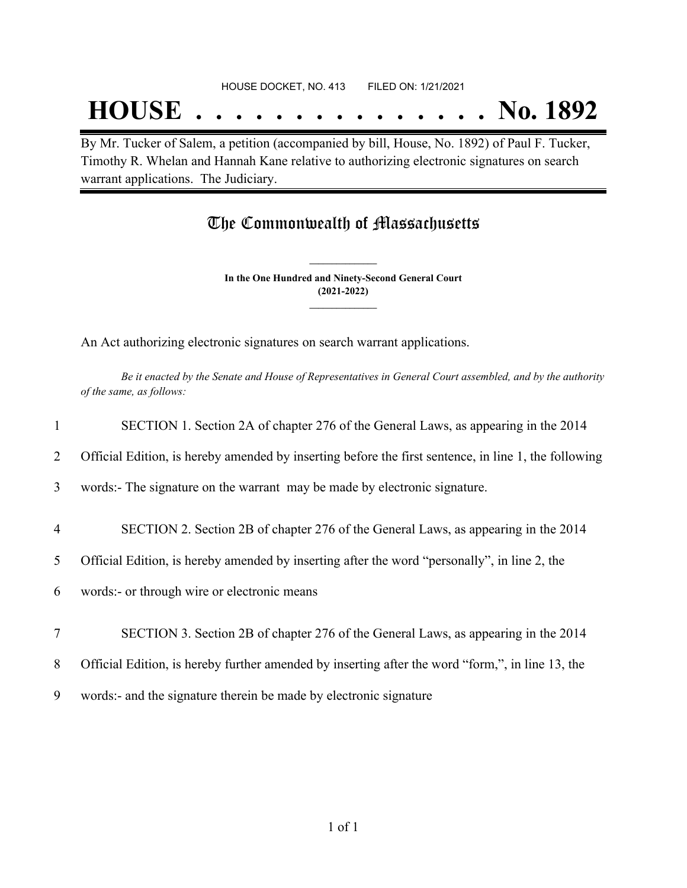HOUSE DOCKET, NO. 413 FILED ON: 1/21/2021

# HOUSE . . . . . . . . . . . . . . . No. 1892

By Mr. Tucker of Salem, a petition (accompanied by bill, House, No. 1892) of Paul F. Tucker, Timothy R. Whelan and Hannah Kane relative to authorizing electronic signatures on search warrant applications. The Judiciary.

## The Commonwealth of Massachusetts

**In the One Hundred and Ninety-Second General Court**
**(2021-2022)**

An Act authorizing electronic signatures on search warrant applications.

*Be it enacted by the Senate and House of Representatives in General Court assembled, and by the authority of the same, as follows:*

1 SECTION 1. Section 2A of chapter 276 of the General Laws, as appearing in the 2014
2 Official Edition, is hereby amended by inserting before the first sentence, in line 1, the following
3 words:- The signature on the warrant may be made by electronic signature.

4 SECTION 2. Section 2B of chapter 276 of the General Laws, as appearing in the 2014
5 Official Edition, is hereby amended by inserting after the word "personally", in line 2, the
6 words:- or through wire or electronic means

7 SECTION 3. Section 2B of chapter 276 of the General Laws, as appearing in the 2014
8 Official Edition, is hereby further amended by inserting after the word "form,", in line 13, the
9 words:- and the signature therein be made by electronic signature